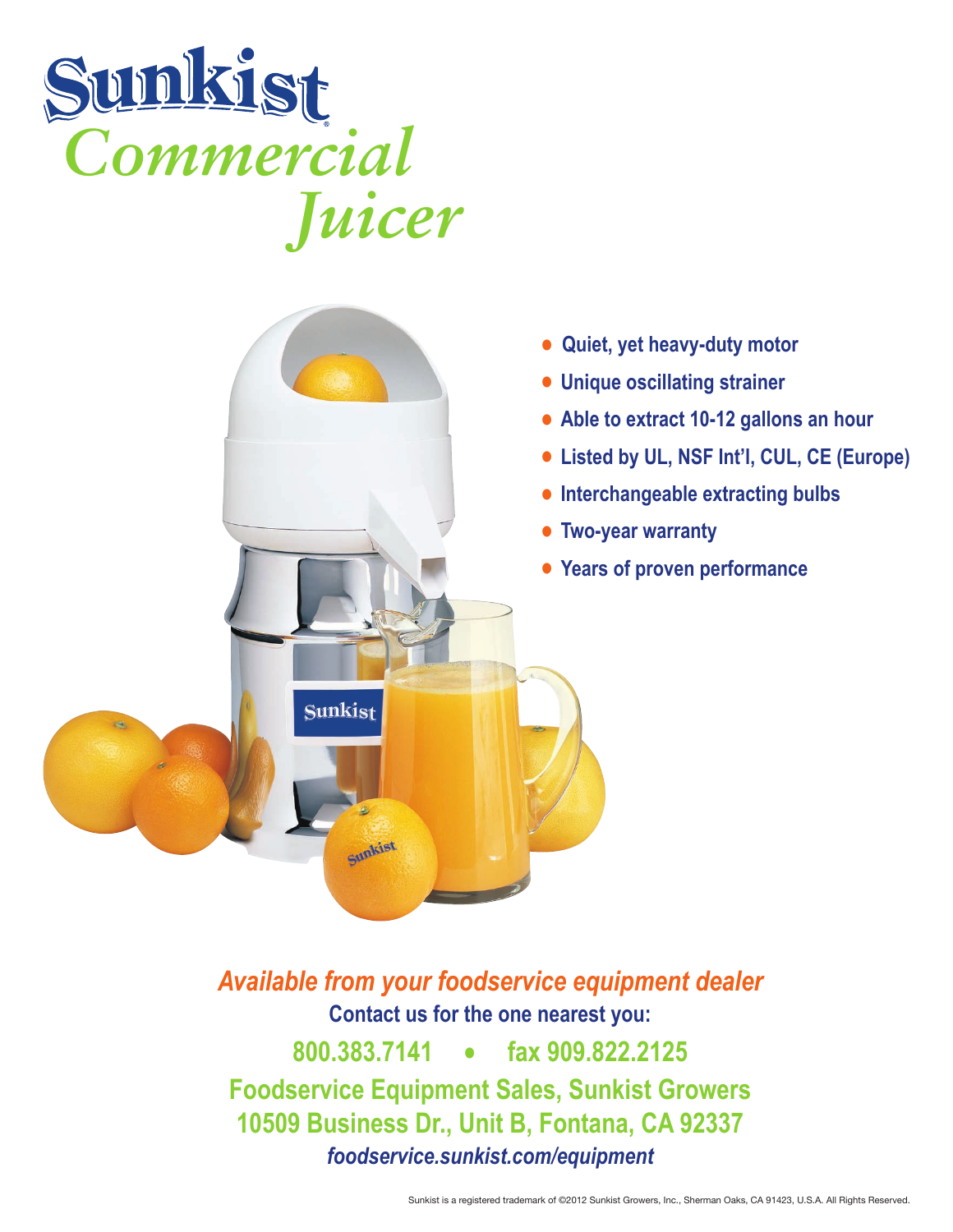# Sunkist® Commercial Juicer

- Quiet, yet heavy-duty motor
- Unique oscillating strainer
- Able to extract 10-12 gallons an hour
- Listed by UL, NSF Int'l, CUL, CE (Europe)
- Interchangeable extracting bulbs
- Two-year warranty
- Years of proven performance

*Available from your foodservice equipment dealer*

**Contact us for the one nearest you:**

**800.383.7141 • fax 909.822.2125**

**Foodservice Equipment Sales, Sunkist Growers**
**10509 Business Dr., Unit B, Fontana, CA 92337**
***foodservice.sunkist.com/equipment***

Sunkist is a registered trademark of ©2012 Sunkist Growers, Inc., Sherman Oaks, CA 91423, U.S.A. All Rights Reserved.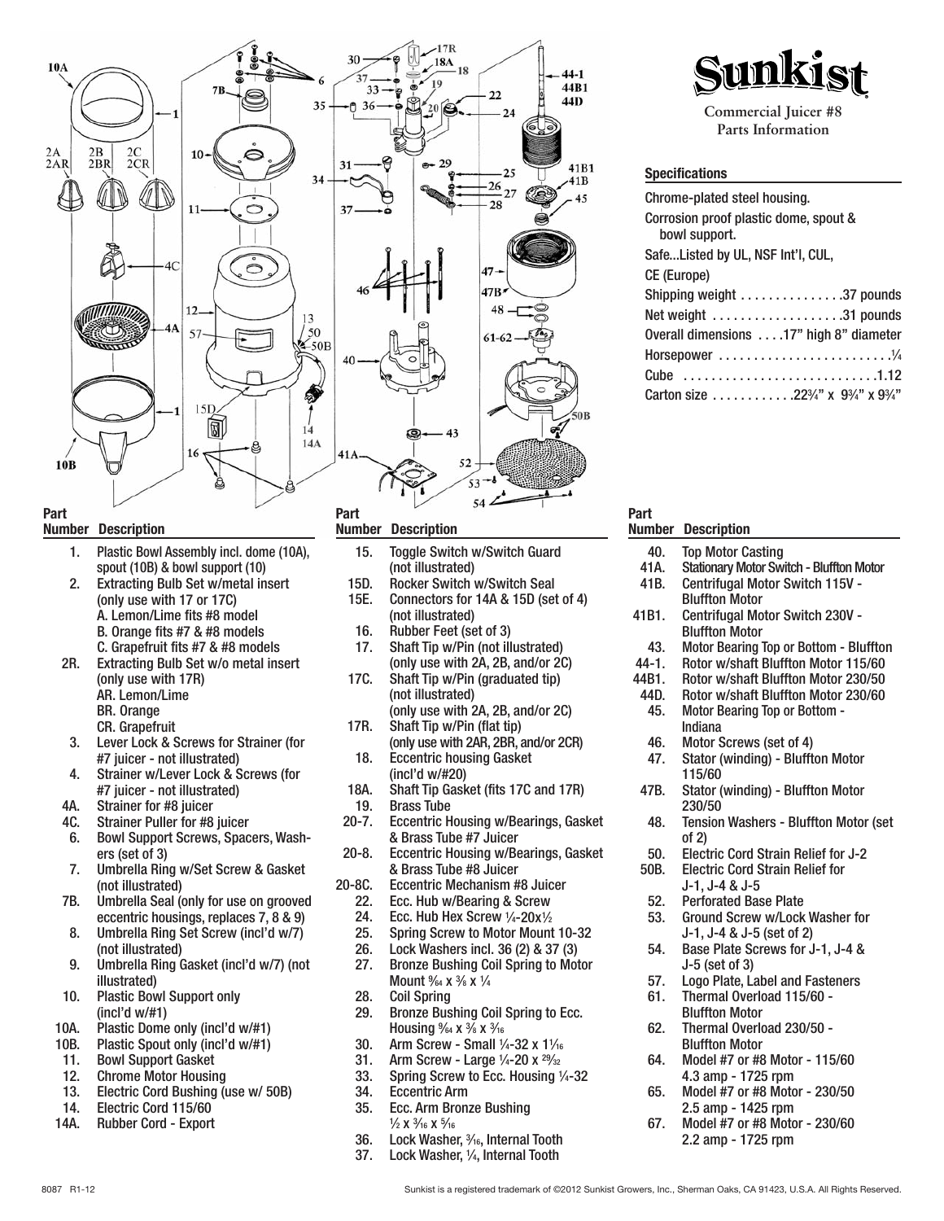# Sunkist

Commercial Juicer #8
Parts Information

### Specifications

Chrome-plated steel housing.

Corrosion proof plastic dome, spout & bowl support.

Safe...Listed by UL, NSF Int'l, CUL, CE (Europe)

Shipping weight ..............37 pounds

Net weight ..................31 pounds

Overall dimensions ....17" high 8" diameter

Horsepower ........................¼

Cube ...........................1.12

Carton size ...........22¾" x 9¾" x 9¾"

| Part Number | Description |
|---|---|
| 1. | Plastic Bowl Assembly incl. dome (10A), spout (10B) & bowl support (10) |
| 2. | Extracting Bulb Set w/metal insert (only use with 17 or 17C)<br>A. Lemon/Lime fits #8 model<br>B. Orange fits #7 & #8 models<br>C. Grapefruit fits #7 & #8 models |
| 2R. | Extracting Bulb Set w/o metal insert (only use with 17R)<br>AR. Lemon/Lime<br>BR. Orange<br>CR. Grapefruit |
| 3. | Lever Lock & Screws for Strainer (for #7 juicer - not illustrated) |
| 4. | Strainer w/Lever Lock & Screws (for #7 juicer - not illustrated) |
| 4A. | Strainer for #8 juicer |
| 4C. | Strainer Puller for #8 juicer |
| 6. | Bowl Support Screws, Spacers, Washers (set of 3) |
| 7. | Umbrella Ring w/Set Screw & Gasket (not illustrated) |
| 7B. | Umbrella Seal (only for use on grooved eccentric housings, replaces 7, 8 & 9) |
| 8. | Umbrella Ring Set Screw (incl'd w/7) (not illustrated) |
| 9. | Umbrella Ring Gasket (incl'd w/7) (not illustrated) |
| 10. | Plastic Bowl Support only (incl'd w/#1) |
| 10A. | Plastic Dome only (incl'd w/#1) |
| 10B. | Plastic Spout only (incl'd w/#1) |
| 11. | Bowl Support Gasket |
| 12. | Chrome Motor Housing |
| 13. | Electric Cord Bushing (use w/ 50B) |
| 14. | Electric Cord 115/60 |
| 14A. | Rubber Cord - Export |

| Part Number | Description |
|---|---|
| 15. | Toggle Switch w/Switch Guard (not illustrated) |
| 15D. | Rocker Switch w/Switch Seal |
| 15E. | Connectors for 14A & 15D (set of 4) (not illustrated) |
| 16. | Rubber Feet (set of 3) |
| 17. | Shaft Tip w/Pin (not illustrated) (only use with 2A, 2B, and/or 2C) |
| 17C. | Shaft Tip w/Pin (graduated tip) (not illustrated) (only use with 2A, 2B, and/or 2C) |
| 17R. | Shaft Tip w/Pin (flat tip) (only use with 2AR, 2BR, and/or 2CR) |
| 18. | Eccentric housing Gasket (incl'd w/#20) |
| 18A. | Shaft Tip Gasket (fits 17C and 17R) |
| 19. | Brass Tube |
| 20-7. | Eccentric Housing w/Bearings, Gasket & Brass Tube #7 Juicer |
| 20-8. | Eccentric Housing w/Bearings, Gasket & Brass Tube #8 Juicer |
| 20-8C. | Eccentric Mechanism #8 Juicer |
| 22. | Ecc. Hub w/Bearing & Screw |
| 24. | Ecc. Hub Hex Screw ¼-20x½ |
| 25. | Spring Screw to Motor Mount 10-32 |
| 26. | Lock Washers incl. 36 (2) & 37 (3) |
| 27. | Bronze Bushing Coil Spring to Motor Mount 9⁄64 x 3⁄8 x ¼ |
| 28. | Coil Spring |
| 29. | Bronze Bushing Coil Spring to Ecc. Housing 9⁄64 x 3⁄8 x 3⁄16 |
| 30. | Arm Screw - Small ¼-32 x 1 1⁄16 |
| 31. | Arm Screw - Large ¼-20 x 29⁄32 |
| 33. | Spring Screw to Ecc. Housing ¼-32 |
| 34. | Eccentric Arm |
| 35. | Ecc. Arm Bronze Bushing ½ x 3⁄16 x 5⁄16 |
| 36. | Lock Washer, 3⁄16, Internal Tooth |
| 37. | Lock Washer, ¼, Internal Tooth |

| Part Number | Description |
|---|---|
| 40. | Top Motor Casting |
| 41A. | Stationary Motor Switch - Bluffton Motor |
| 41B. | Centrifugal Motor Switch 115V - Bluffton Motor |
| 41B1. | Centrifugal Motor Switch 230V - Bluffton Motor |
| 43. | Motor Bearing Top or Bottom - Bluffton |
| 44-1. | Rotor w/shaft Bluffton Motor 115/60 |
| 44B1. | Rotor w/shaft Bluffton Motor 230/50 |
| 44D. | Rotor w/shaft Bluffton Motor 230/60 |
| 45. | Motor Bearing Top or Bottom - Indiana |
| 46. | Motor Screws (set of 4) |
| 47. | Stator (winding) - Bluffton Motor 115/60 |
| 47B. | Stator (winding) - Bluffton Motor 230/50 |
| 48. | Tension Washers - Bluffton Motor (set of 2) |
| 50. | Electric Cord Strain Relief for J-2 |
| 50B. | Electric Cord Strain Relief for J-1, J-4 & J-5 |
| 52. | Perforated Base Plate |
| 53. | Ground Screw w/Lock Washer for J-1, J-4 & J-5 (set of 2) |
| 54. | Base Plate Screws for J-1, J-4 & J-5 (set of 3) |
| 57. | Logo Plate, Label and Fasteners |
| 61. | Thermal Overload 115/60 - Bluffton Motor |
| 62. | Thermal Overload 230/50 - Bluffton Motor |
| 64. | Model #7 or #8 Motor - 115/60 4.3 amp - 1725 rpm |
| 65. | Model #7 or #8 Motor - 230/50 2.5 amp - 1425 rpm |
| 67. | Model #7 or #8 Motor - 230/60 2.2 amp - 1725 rpm |

8087 R1-12

Sunkist is a registered trademark of ©2012 Sunkist Growers, Inc., Sherman Oaks, CA 91423, U.S.A. All Rights Reserved.